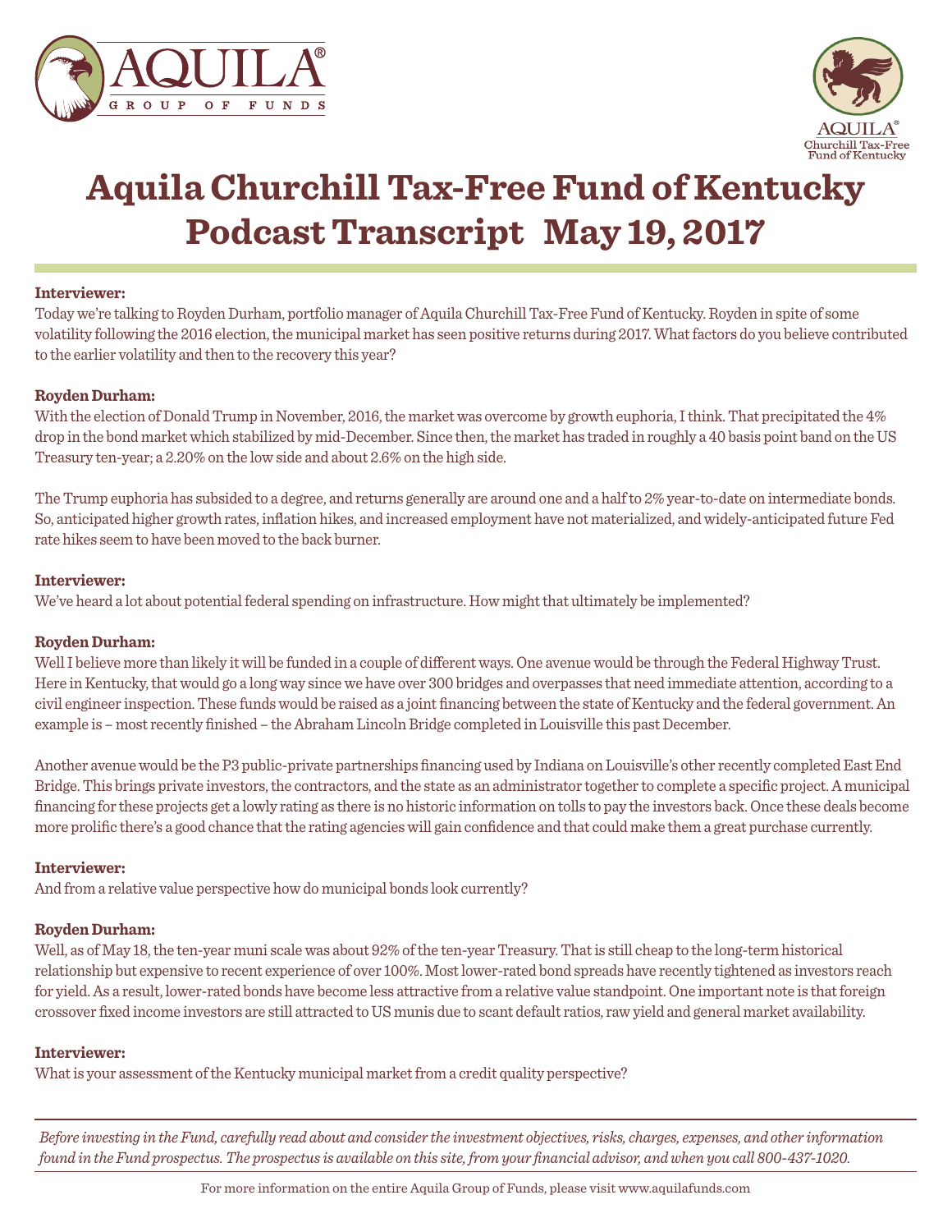# Aquila Churchill Tax-Free Fund of Kentucky
## Podcast Transcript May 19, 2017

**Interviewer:**
Today we're talking to Royden Durham, portfolio manager of Aquila Churchill Tax-Free Fund of Kentucky. Royden in spite of some volatility following the 2016 election, the municipal market has seen positive returns during 2017. What factors do you believe contributed to the earlier volatility and then to the recovery this year?

**Royden Durham:**
With the election of Donald Trump in November, 2016, the market was overcome by growth euphoria, I think. That precipitated the 4% drop in the bond market which stabilized by mid-December. Since then, the market has traded in roughly a 40 basis point band on the US Treasury ten-year; a 2.20% on the low side and about 2.6% on the high side.

The Trump euphoria has subsided to a degree, and returns generally are around one and a half to 2% year-to-date on intermediate bonds. So, anticipated higher growth rates, inflation hikes, and increased employment have not materialized, and widely-anticipated future Fed rate hikes seem to have been moved to the back burner.

**Interviewer:**
We've heard a lot about potential federal spending on infrastructure. How might that ultimately be implemented?

**Royden Durham:**
Well I believe more than likely it will be funded in a couple of different ways. One avenue would be through the Federal Highway Trust. Here in Kentucky, that would go a long way since we have over 300 bridges and overpasses that need immediate attention, according to a civil engineer inspection. These funds would be raised as a joint financing between the state of Kentucky and the federal government. An example is – most recently finished – the Abraham Lincoln Bridge completed in Louisville this past December.

Another avenue would be the P3 public-private partnerships financing used by Indiana on Louisville's other recently completed East End Bridge. This brings private investors, the contractors, and the state as an administrator together to complete a specific project. A municipal financing for these projects get a lowly rating as there is no historic information on tolls to pay the investors back. Once these deals become more prolific there's a good chance that the rating agencies will gain confidence and that could make them a great purchase currently.

**Interviewer:**
And from a relative value perspective how do municipal bonds look currently?

**Royden Durham:**
Well, as of May 18, the ten-year muni scale was about 92% of the ten-year Treasury. That is still cheap to the long-term historical relationship but expensive to recent experience of over 100%. Most lower-rated bond spreads have recently tightened as investors reach for yield. As a result, lower-rated bonds have become less attractive from a relative value standpoint. One important note is that foreign crossover fixed income investors are still attracted to US munis due to scant default ratios, raw yield and general market availability.

**Interviewer:**
What is your assessment of the Kentucky municipal market from a credit quality perspective?

*Before investing in the Fund, carefully read about and consider the investment objectives, risks, charges, expenses, and other information found in the Fund prospectus. The prospectus is available on this site, from your financial advisor, and when you call 800-437-1020.*

For more information on the entire Aquila Group of Funds, please visit www.aquilafunds.com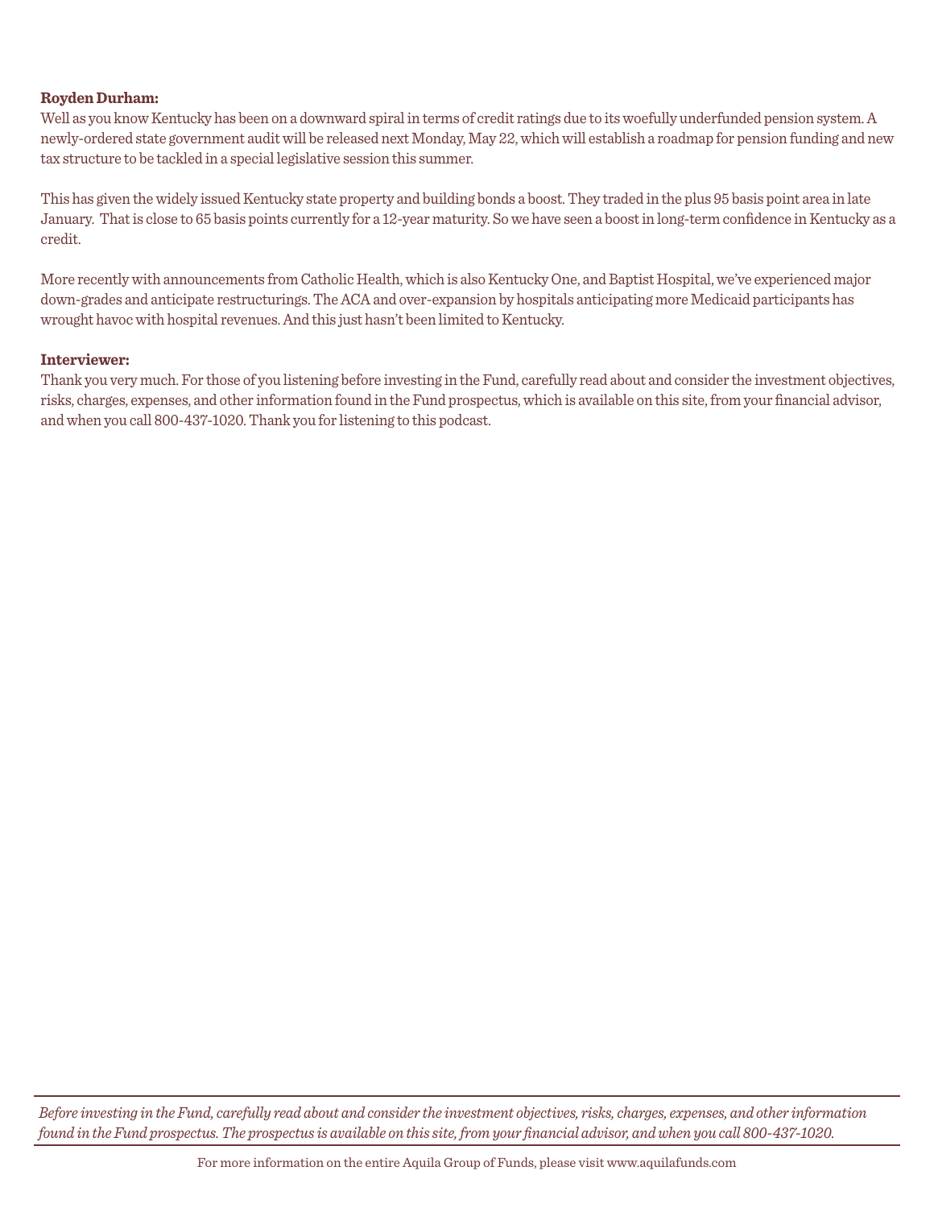**Royden Durham:**
Well as you know Kentucky has been on a downward spiral in terms of credit ratings due to its woefully underfunded pension system. A newly-ordered state government audit will be released next Monday, May 22, which will establish a roadmap for pension funding and new tax structure to be tackled in a special legislative session this summer.

This has given the widely issued Kentucky state property and building bonds a boost. They traded in the plus 95 basis point area in late January. That is close to 65 basis points currently for a 12-year maturity. So we have seen a boost in long-term confidence in Kentucky as a credit.

More recently with announcements from Catholic Health, which is also Kentucky One, and Baptist Hospital, we've experienced major down-grades and anticipate restructurings. The ACA and over-expansion by hospitals anticipating more Medicaid participants has wrought havoc with hospital revenues. And this just hasn't been limited to Kentucky.

**Interviewer:**
Thank you very much. For those of you listening before investing in the Fund, carefully read about and consider the investment objectives, risks, charges, expenses, and other information found in the Fund prospectus, which is available on this site, from your financial advisor, and when you call 800-437-1020. Thank you for listening to this podcast.

---

*Before investing in the Fund, carefully read about and consider the investment objectives, risks, charges, expenses, and other information found in the Fund prospectus. The prospectus is available on this site, from your financial advisor, and when you call 800-437-1020.*

For more information on the entire Aquila Group of Funds, please visit www.aquilafunds.com